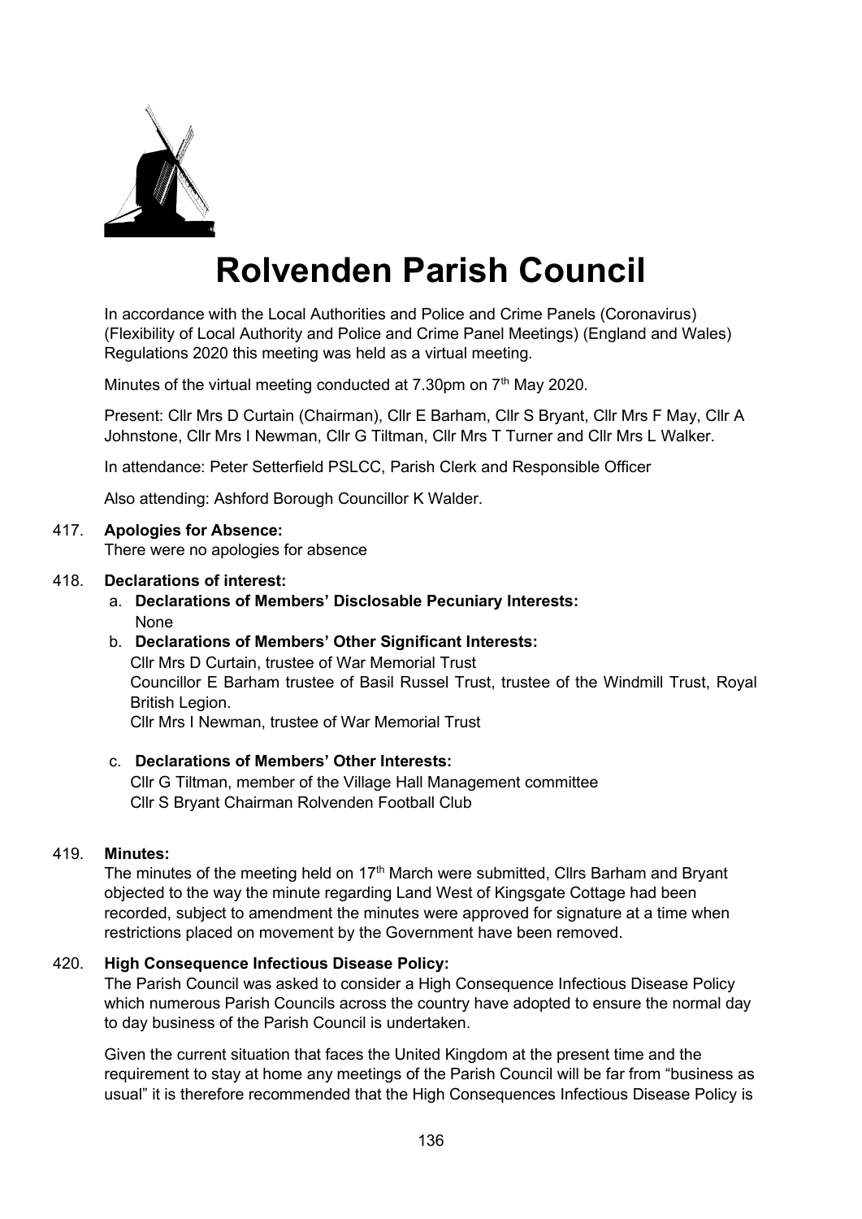# Rolvenden Parish Council

In accordance with the Local Authorities and Police and Crime Panels (Coronavirus) (Flexibility of Local Authority and Police and Crime Panel Meetings) (England and Wales) Regulations 2020 this meeting was held as a virtual meeting.

Minutes of the virtual meeting conducted at 7.30pm on 7th May 2020.

Present: Cllr Mrs D Curtain (Chairman), Cllr E Barham, Cllr S Bryant, Cllr Mrs F May, Cllr A Johnstone, Cllr Mrs I Newman, Cllr G Tiltman, Cllr Mrs T Turner and Cllr Mrs L Walker.

In attendance: Peter Setterfield PSLCC, Parish Clerk and Responsible Officer

Also attending: Ashford Borough Councillor K Walder.

417. **Apologies for Absence:**
There were no apologies for absence

418. **Declarations of interest:**

   a. **Declarations of Members' Disclosable Pecuniary Interests:**
   None

   b. **Declarations of Members' Other Significant Interests:**
   Cllr Mrs D Curtain, trustee of War Memorial Trust
   Councillor E Barham trustee of Basil Russel Trust, trustee of the Windmill Trust, Royal British Legion.
   Cllr Mrs I Newman, trustee of War Memorial Trust

   c. **Declarations of Members' Other Interests:**
   Cllr G Tiltman, member of the Village Hall Management committee
   Cllr S Bryant Chairman Rolvenden Football Club

419. **Minutes:**
The minutes of the meeting held on 17th March were submitted, Cllrs Barham and Bryant objected to the way the minute regarding Land West of Kingsgate Cottage had been recorded, subject to amendment the minutes were approved for signature at a time when restrictions placed on movement by the Government have been removed.

420. **High Consequence Infectious Disease Policy:**
The Parish Council was asked to consider a High Consequence Infectious Disease Policy which numerous Parish Councils across the country have adopted to ensure the normal day to day business of the Parish Council is undertaken.

Given the current situation that faces the United Kingdom at the present time and the requirement to stay at home any meetings of the Parish Council will be far from "business as usual" it is therefore recommended that the High Consequences Infectious Disease Policy is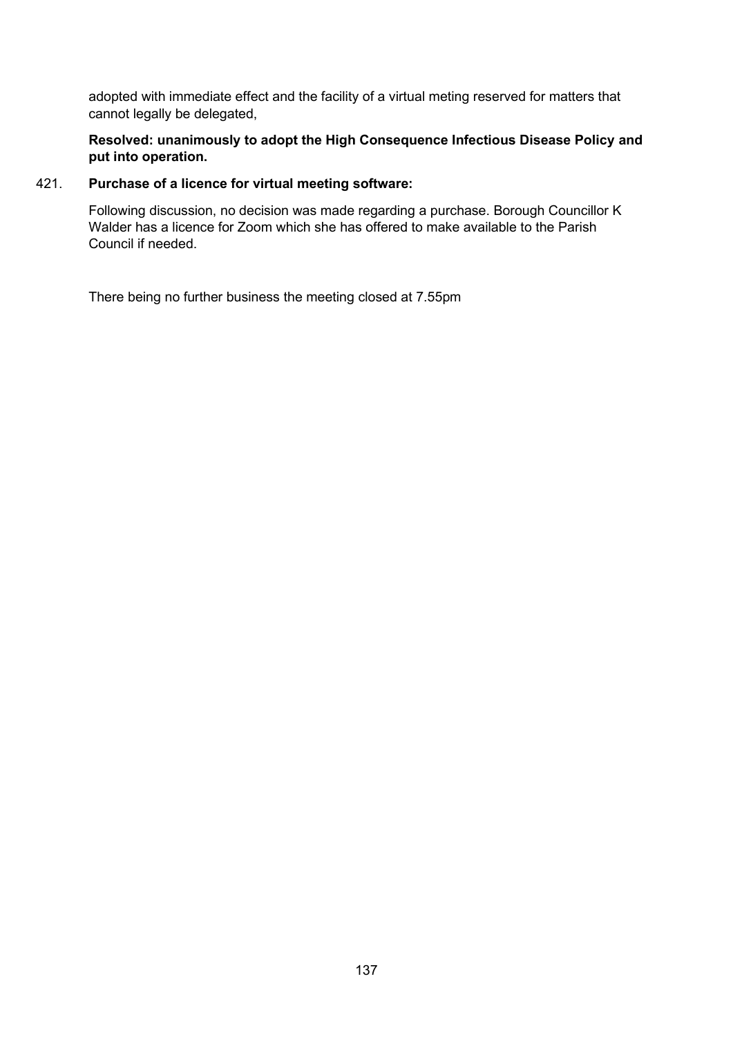adopted with immediate effect and the facility of a virtual meting reserved for matters that cannot legally be delegated,

**Resolved: unanimously to adopt the High Consequence Infectious Disease Policy and put into operation.**

421. **Purchase of a licence for virtual meeting software:**

Following discussion, no decision was made regarding a purchase. Borough Councillor K Walder has a licence for Zoom which she has offered to make available to the Parish Council if needed.

There being no further business the meeting closed at 7.55pm